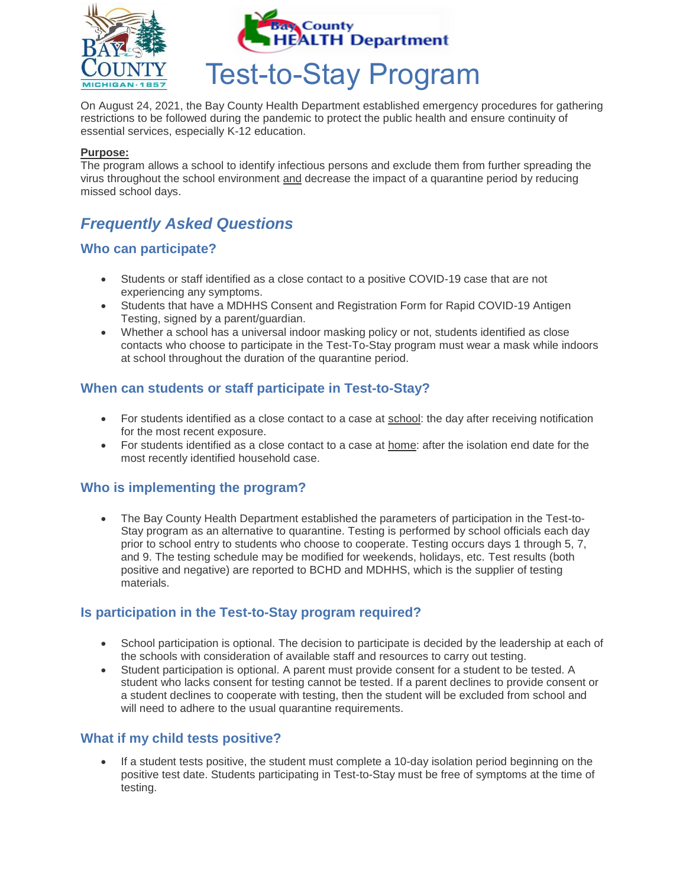# Test-to-Stay Program

On August 24, 2021, the Bay County Health Department established emergency procedures for gathering restrictions to be followed during the pandemic to protect the public health and ensure continuity of essential services, especially K-12 education.

**Purpose:**
The program allows a school to identify infectious persons and exclude them from further spreading the virus throughout the school environment and decrease the impact of a quarantine period by reducing missed school days.

## *Frequently Asked Questions*

### Who can participate?

- Students or staff identified as a close contact to a positive COVID-19 case that are not experiencing any symptoms.
- Students that have a MDHHS Consent and Registration Form for Rapid COVID-19 Antigen Testing, signed by a parent/guardian.
- Whether a school has a universal indoor masking policy or not, students identified as close contacts who choose to participate in the Test-To-Stay program must wear a mask while indoors at school throughout the duration of the quarantine period.

### When can students or staff participate in Test-to-Stay?

- For students identified as a close contact to a case at school: the day after receiving notification for the most recent exposure.
- For students identified as a close contact to a case at home: after the isolation end date for the most recently identified household case.

### Who is implementing the program?

- The Bay County Health Department established the parameters of participation in the Test-to-Stay program as an alternative to quarantine. Testing is performed by school officials each day prior to school entry to students who choose to cooperate. Testing occurs days 1 through 5, 7, and 9. The testing schedule may be modified for weekends, holidays, etc. Test results (both positive and negative) are reported to BCHD and MDHHS, which is the supplier of testing materials.

### Is participation in the Test-to-Stay program required?

- School participation is optional. The decision to participate is decided by the leadership at each of the schools with consideration of available staff and resources to carry out testing.
- Student participation is optional. A parent must provide consent for a student to be tested. A student who lacks consent for testing cannot be tested. If a parent declines to provide consent or a student declines to cooperate with testing, then the student will be excluded from school and will need to adhere to the usual quarantine requirements.

### What if my child tests positive?

- If a student tests positive, the student must complete a 10-day isolation period beginning on the positive test date. Students participating in Test-to-Stay must be free of symptoms at the time of testing.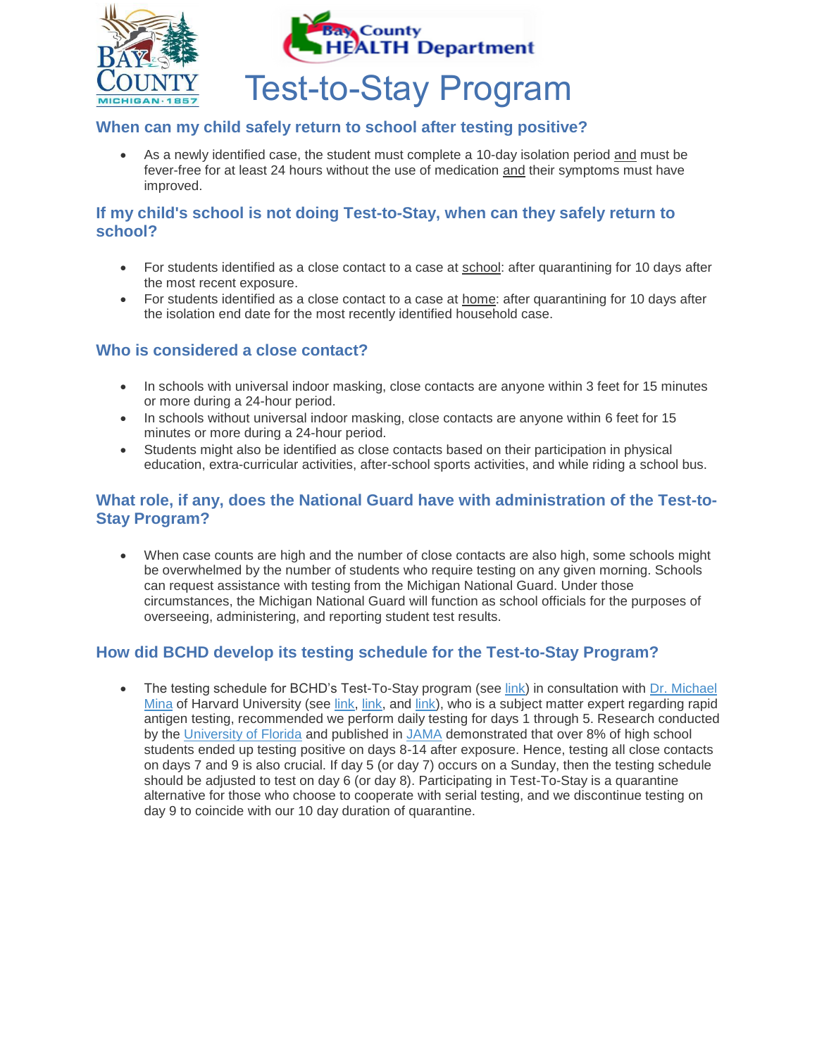# Test-to-Stay Program

### When can my child safely return to school after testing positive?

- As a newly identified case, the student must complete a 10-day isolation period and must be fever-free for at least 24 hours without the use of medication and their symptoms must have improved.

### If my child's school is not doing Test-to-Stay, when can they safely return to school?

- For students identified as a close contact to a case at school: after quarantining for 10 days after the most recent exposure.
- For students identified as a close contact to a case at home: after quarantining for 10 days after the isolation end date for the most recently identified household case.

### Who is considered a close contact?

- In schools with universal indoor masking, close contacts are anyone within 3 feet for 15 minutes or more during a 24-hour period.
- In schools without universal indoor masking, close contacts are anyone within 6 feet for 15 minutes or more during a 24-hour period.
- Students might also be identified as close contacts based on their participation in physical education, extra-curricular activities, after-school sports activities, and while riding a school bus.

### What role, if any, does the National Guard have with administration of the Test-to-Stay Program?

- When case counts are high and the number of close contacts are also high, some schools might be overwhelmed by the number of students who require testing on any given morning. Schools can request assistance with testing from the Michigan National Guard. Under those circumstances, the Michigan National Guard will function as school officials for the purposes of overseeing, administering, and reporting student test results.

### How did BCHD develop its testing schedule for the Test-to-Stay Program?

- The testing schedule for BCHD's Test-To-Stay program (see link) in consultation with Dr. Michael Mina of Harvard University (see link, link, and link), who is a subject matter expert regarding rapid antigen testing, recommended we perform daily testing for days 1 through 5. Research conducted by the University of Florida and published in JAMA demonstrated that over 8% of high school students ended up testing positive on days 8-14 after exposure. Hence, testing all close contacts on days 7 and 9 is also crucial. If day 5 (or day 7) occurs on a Sunday, then the testing schedule should be adjusted to test on day 6 (or day 8). Participating in Test-To-Stay is a quarantine alternative for those who choose to cooperate with serial testing, and we discontinue testing on day 9 to coincide with our 10 day duration of quarantine.